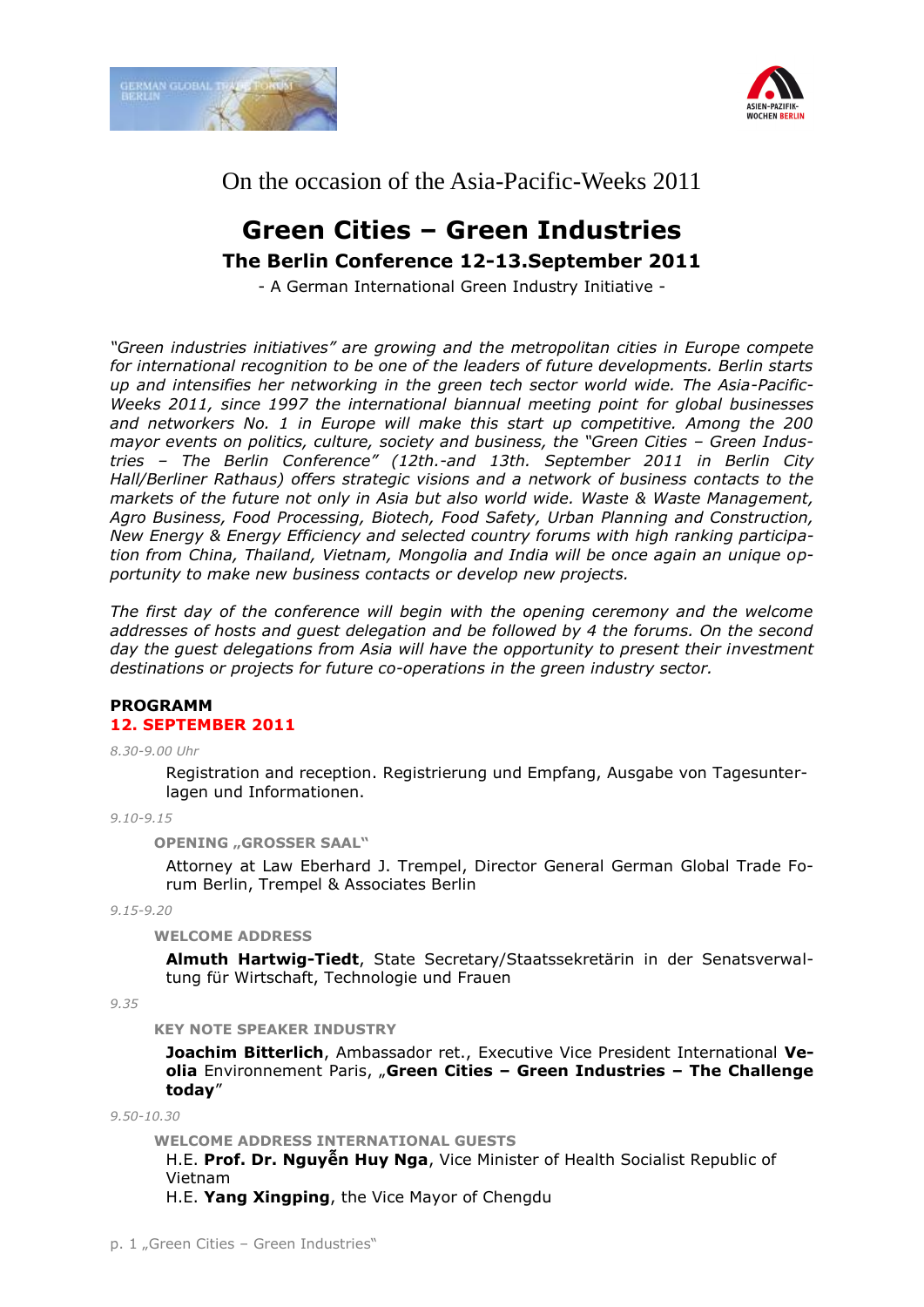On the occasion of the Asia-Pacific-Weeks 2011

# Green Cities – Green Industries

## The Berlin Conference 12-13.September 2011

- A German International Green Industry Initiative -

*"Green industries initiatives" are growing and the metropolitan cities in Europe compete for international recognition to be one of the leaders of future developments. Berlin starts up and intensifies her networking in the green tech sector world wide. The Asia-Pacific-Weeks 2011, since 1997 the international biannual meeting point for global businesses and networkers No. 1 in Europe will make this start up competitive. Among the 200 mayor events on politics, culture, society and business, the "Green Cities – Green Industries – The Berlin Conference" (12th.-and 13th. September 2011 in Berlin City Hall/Berliner Rathaus) offers strategic visions and a network of business contacts to the markets of the future not only in Asia but also world wide. Waste & Waste Management, Agro Business, Food Processing, Biotech, Food Safety, Urban Planning and Construction, New Energy & Energy Efficiency and selected country forums with high ranking participation from China, Thailand, Vietnam, Mongolia and India will be once again an unique opportunity to make new business contacts or develop new projects.*

*The first day of the conference will begin with the opening ceremony and the welcome addresses of hosts and guest delegation and be followed by 4 the forums. On the second day the guest delegations from Asia will have the opportunity to present their investment destinations or projects for future co-operations in the green industry sector.*

**PROGRAMM**

**12. SEPTEMBER 2011**

*8.30-9.00 Uhr*

Registration and reception. Registrierung und Empfang, Ausgabe von Tagesunterlagen und Informationen.

*9.10-9.15*

**OPENING „GROSSER SAAL"**

Attorney at Law Eberhard J. Trempel, Director General German Global Trade Forum Berlin, Trempel & Associates Berlin

*9.15-9.20*

**WELCOME ADDRESS**

**Almuth Hartwig-Tiedt**, State Secretary/Staatssekretärin in der Senatsverwaltung für Wirtschaft, Technologie und Frauen

*9.35*

**KEY NOTE SPEAKER INDUSTRY**

**Joachim Bitterlich**, Ambassador ret., Executive Vice President International **Veolia** Environnement Paris, „**Green Cities – Green Industries – The Challenge today**"

*9.50-10.30*

**WELCOME ADDRESS INTERNATIONAL GUESTS**

H.E. **Prof. Dr. Nguyễn Huy Nga**, Vice Minister of Health Socialist Republic of Vietnam

H.E. **Yang Xingping**, the Vice Mayor of Chengdu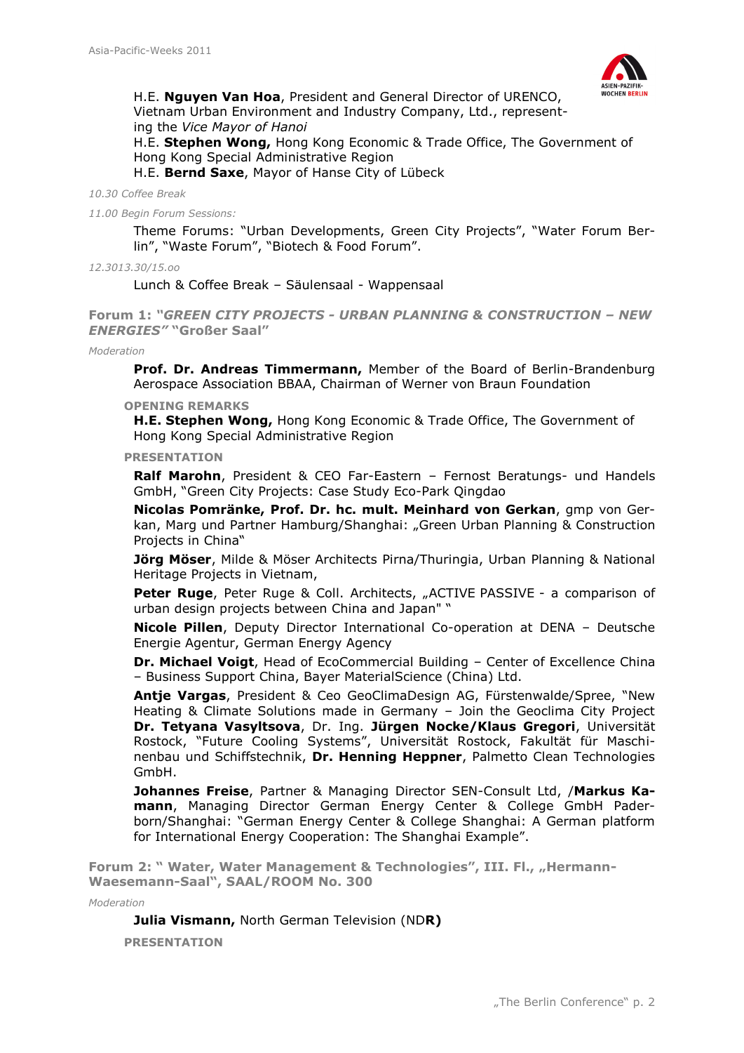H.E. **Nguyen Van Hoa**, President and General Director of URENCO, Vietnam Urban Environment and Industry Company, Ltd., representing the *Vice Mayor of Hanoi*
H.E. **Stephen Wong,** Hong Kong Economic & Trade Office, The Government of Hong Kong Special Administrative Region
H.E. **Bernd Saxe**, Mayor of Hanse City of Lübeck

*10.30 Coffee Break*

*11.00 Begin Forum Sessions:*

Theme Forums: "Urban Developments, Green City Projects", "Water Forum Berlin", "Waste Forum", "Biotech & Food Forum".

*12.3013.30/15.oo*

Lunch & Coffee Break – Säulensaal - Wappensaal

## Forum 1: *"GREEN CITY PROJECTS - URBAN PLANNING & CONSTRUCTION – NEW ENERGIES"* "Großer Saal"

*Moderation*

**Prof. Dr. Andreas Timmermann,** Member of the Board of Berlin-Brandenburg Aerospace Association BBAA, Chairman of Werner von Braun Foundation

**OPENING REMARKS**

**H.E. Stephen Wong,** Hong Kong Economic & Trade Office, The Government of Hong Kong Special Administrative Region

**PRESENTATION**

**Ralf Marohn**, President & CEO Far-Eastern – Fernost Beratungs- und Handels GmbH, "Green City Projects: Case Study Eco-Park Qingdao

**Nicolas Pomränke, Prof. Dr. hc. mult. Meinhard von Gerkan**, gmp von Gerkan, Marg und Partner Hamburg/Shanghai: „Green Urban Planning & Construction Projects in China"

**Jörg Möser**, Milde & Möser Architects Pirna/Thuringia, Urban Planning & National Heritage Projects in Vietnam,

**Peter Ruge**, Peter Ruge & Coll. Architects, „ACTIVE PASSIVE - a comparison of urban design projects between China and Japan" "

**Nicole Pillen**, Deputy Director International Co-operation at DENA – Deutsche Energie Agentur, German Energy Agency

**Dr. Michael Voigt**, Head of EcoCommercial Building – Center of Excellence China – Business Support China, Bayer MaterialScience (China) Ltd.

**Antje Vargas**, President & Ceo GeoClimaDesign AG, Fürstenwalde/Spree, "New Heating & Climate Solutions made in Germany – Join the Geoclima City Project **Dr. Tetyana Vasyltsova**, Dr. Ing. **Jürgen Nocke/Klaus Gregori**, Universität Rostock, "Future Cooling Systems", Universität Rostock, Fakultät für Maschinenbau und Schiffstechnik, **Dr. Henning Heppner**, Palmetto Clean Technologies GmbH.

**Johannes Freise**, Partner & Managing Director SEN-Consult Ltd, /**Markus Kamann**, Managing Director German Energy Center & College GmbH Paderborn/Shanghai: "German Energy Center & College Shanghai: A German platform for International Energy Cooperation: The Shanghai Example".

## Forum 2: " Water, Water Management & Technologies", III. Fl., „Hermann-Waesemann-Saal", SAAL/ROOM No. 300

*Moderation*

**Julia Vismann,** North German Television (ND**R)**

**PRESENTATION**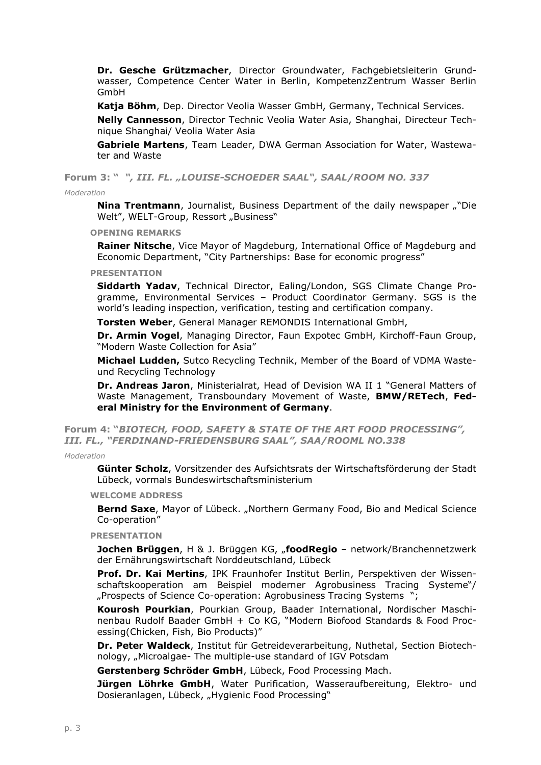**Dr. Gesche Grützmacher**, Director Groundwater, Fachgebietsleiterin Grundwasser, Competence Center Water in Berlin, KompetenzZentrum Wasser Berlin GmbH

**Katja Böhm**, Dep. Director Veolia Wasser GmbH, Germany, Technical Services.

**Nelly Cannesson**, Director Technic Veolia Water Asia, Shanghai, Directeur Technique Shanghai/ Veolia Water Asia

**Gabriele Martens**, Team Leader, DWA German Association for Water, Wastewater and Waste

### Forum 3: " *", III. FL. „LOUISE-SCHOEDER SAAL", SAAL/ROOM NO. 337*

*Moderation*

**Nina Trentmann**, Journalist, Business Department of the daily newspaper „"Die Welt", WELT-Group, Ressort „Business"

**OPENING REMARKS**

**Rainer Nitsche**, Vice Mayor of Magdeburg, International Office of Magdeburg and Economic Department, "City Partnerships: Base for economic progress"

**PRESENTATION**

**Siddarth Yadav**, Technical Director, Ealing/London, SGS Climate Change Programme, Environmental Services – Product Coordinator Germany. SGS is the world's leading inspection, verification, testing and certification company.

**Torsten Weber**, General Manager REMONDIS International GmbH,

**Dr. Armin Vogel**, Managing Director, Faun Expotec GmbH, Kirchoff-Faun Group, "Modern Waste Collection for Asia"

**Michael Ludden,** Sutco Recycling Technik, Member of the Board of VDMA Waste- und Recycling Technology

**Dr. Andreas Jaron**, Ministerialrat, Head of Devision WA II 1 "General Matters of Waste Management, Transboundary Movement of Waste, **BMW/RETech**, **Federal Ministry for the Environment of Germany**.

### Forum 4: "*BIOTECH, FOOD, SAFETY & STATE OF THE ART FOOD PROCESSING", III. FL., "FERDINAND-FRIEDENSBURG SAAL", SAA/ROOML NO.338*

*Moderation*

**Günter Scholz**, Vorsitzender des Aufsichtsrats der Wirtschaftsförderung der Stadt Lübeck, vormals Bundeswirtschaftsministerium

**WELCOME ADDRESS**

**Bernd Saxe**, Mayor of Lübeck. „Northern Germany Food, Bio and Medical Science Co-operation"

**PRESENTATION**

**Jochen Brüggen**, H & J. Brüggen KG, „**foodRegio** – network/Branchennetzwerk der Ernährungswirtschaft Norddeutschland, Lübeck

**Prof. Dr. Kai Mertins**, IPK Fraunhofer Institut Berlin, Perspektiven der Wissenschaftskooperation am Beispiel moderner Agrobusiness Tracing Systeme"/ „Prospects of Science Co-operation: Agrobusiness Tracing Systems ";

**Kourosh Pourkian**, Pourkian Group, Baader International, Nordischer Maschinenbau Rudolf Baader GmbH + Co KG, "Modern Biofood Standards & Food Processing(Chicken, Fish, Bio Products)"

**Dr. Peter Waldeck**, Institut für Getreideverarbeitung, Nuthetal, Section Biotechnology, „Microalgae- The multiple-use standard of IGV Potsdam

**Gerstenberg Schröder GmbH**, Lübeck, Food Processing Mach.

**Jürgen Löhrke GmbH**, Water Purification, Wasseraufbereitung, Elektro- und Dosieranlagen, Lübeck, „Hygienic Food Processing"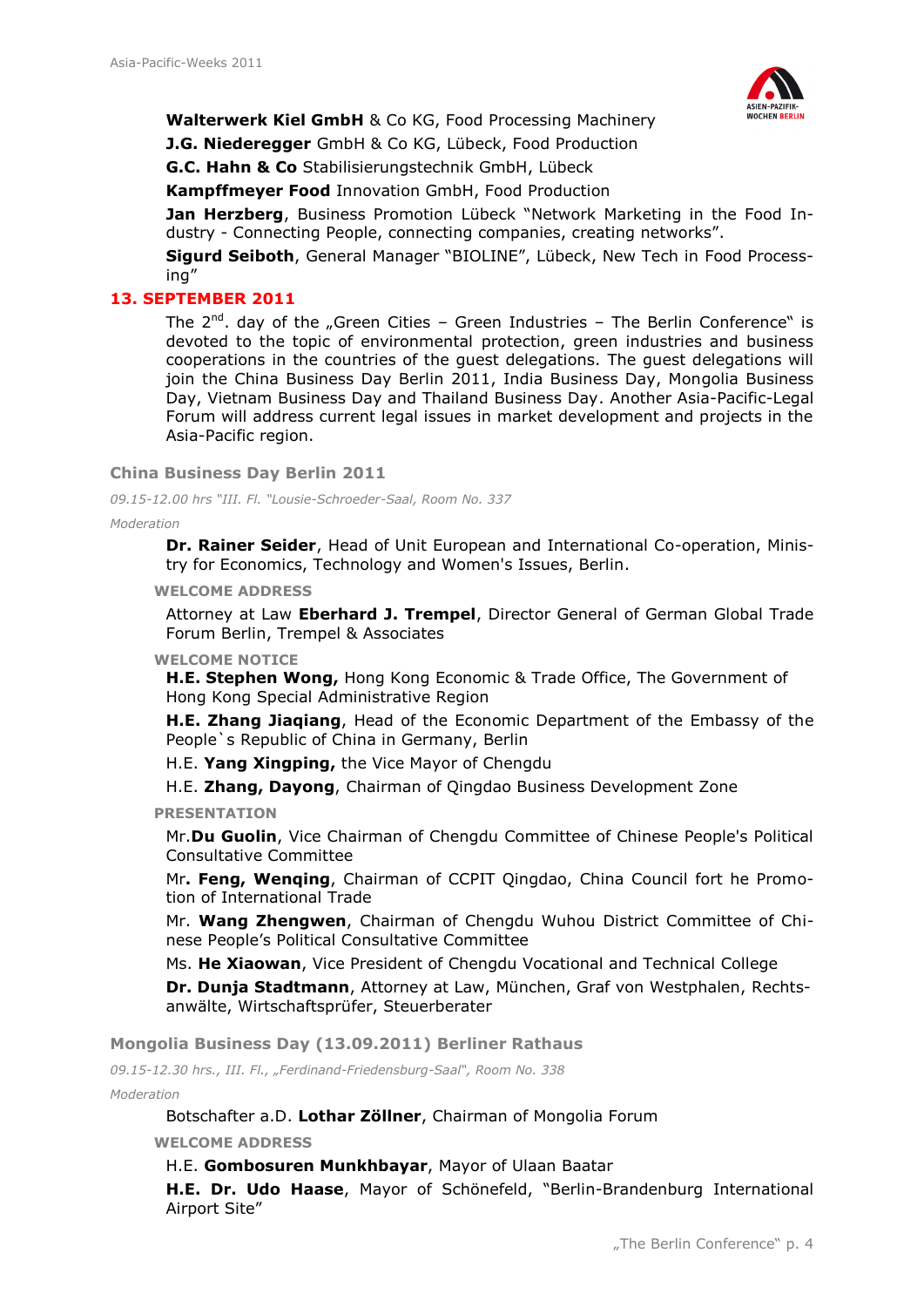**Walterwerk Kiel GmbH** & Co KG, Food Processing Machinery

**J.G. Niederegger** GmbH & Co KG, Lübeck, Food Production

**G.C. Hahn & Co** Stabilisierungstechnik GmbH, Lübeck

**Kampffmeyer Food** Innovation GmbH, Food Production

**Jan Herzberg**, Business Promotion Lübeck "Network Marketing in the Food Industry - Connecting People, connecting companies, creating networks".

**Sigurd Seiboth**, General Manager "BIOLINE", Lübeck, New Tech in Food Processing"

## 13. SEPTEMBER 2011

The 2[nd]. day of the „Green Cities – Green Industries – The Berlin Conference" is devoted to the topic of environmental protection, green industries and business cooperations in the countries of the guest delegations. The guest delegations will join the China Business Day Berlin 2011, India Business Day, Mongolia Business Day, Vietnam Business Day and Thailand Business Day. Another Asia-Pacific-Legal Forum will address current legal issues in market development and projects in the Asia-Pacific region.

### China Business Day Berlin 2011

*09.15-12.00 hrs "III. Fl. "Lousie-Schroeder-Saal, Room No. 337*

*Moderation*

**Dr. Rainer Seider**, Head of Unit European and International Co-operation, Ministry for Economics, Technology and Women's Issues, Berlin.

**WELCOME ADDRESS**

Attorney at Law **Eberhard J. Trempel**, Director General of German Global Trade Forum Berlin, Trempel & Associates

**WELCOME NOTICE**

**H.E. Stephen Wong,** Hong Kong Economic & Trade Office, The Government of Hong Kong Special Administrative Region

**H.E. Zhang Jiaqiang**, Head of the Economic Department of the Embassy of the People`s Republic of China in Germany, Berlin

H.E. **Yang Xingping,** the Vice Mayor of Chengdu

H.E. **Zhang, Dayong**, Chairman of Qingdao Business Development Zone

**PRESENTATION**

Mr.**Du Guolin**, Vice Chairman of Chengdu Committee of Chinese People's Political Consultative Committee

Mr**. Feng, Wenqing**, Chairman of CCPIT Qingdao, China Council fort he Promotion of International Trade

Mr. **Wang Zhengwen**, Chairman of Chengdu Wuhou District Committee of Chinese People's Political Consultative Committee

Ms. **He Xiaowan**, Vice President of Chengdu Vocational and Technical College

**Dr. Dunja Stadtmann**, Attorney at Law, München, Graf von Westphalen, Rechtsanwälte, Wirtschaftsprüfer, Steuerberater

### Mongolia Business Day (13.09.2011) Berliner Rathaus

*09.15-12.30 hrs., III. Fl., „Ferdinand-Friedensburg-Saal", Room No. 338*

*Moderation*

Botschafter a.D. **Lothar Zöllner**, Chairman of Mongolia Forum

**WELCOME ADDRESS**

H.E. **Gombosuren Munkhbayar**, Mayor of Ulaan Baatar

**H.E. Dr. Udo Haase**, Mayor of Schönefeld, "Berlin-Brandenburg International Airport Site"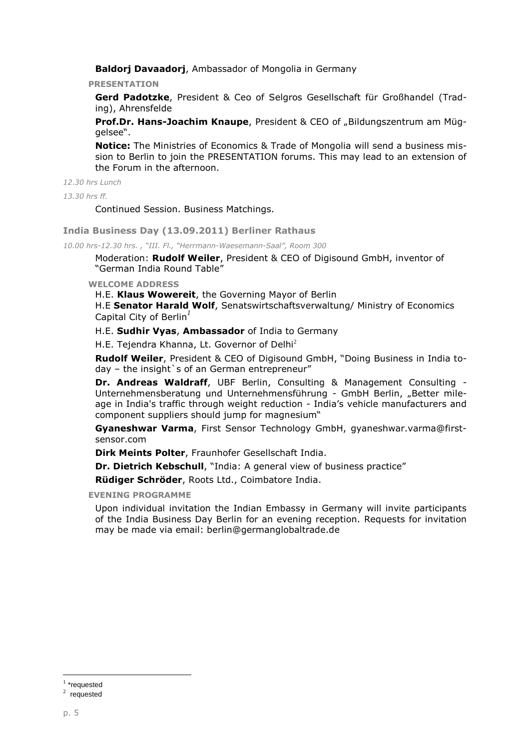**Baldorj Davaadorj**, Ambassador of Mongolia in Germany

**PRESENTATION**

**Gerd Padotzke**, President & Ceo of Selgros Gesellschaft für Großhandel (Trading), Ahrensfelde

**Prof.Dr. Hans-Joachim Knaupe**, President & CEO of „Bildungszentrum am Müggelsee".

**Notice:** The Ministries of Economics & Trade of Mongolia will send a business mission to Berlin to join the PRESENTATION forums. This may lead to an extension of the Forum in the afternoon.

*12.30 hrs Lunch*

*13.30 hrs ff.*

Continued Session. Business Matchings.

### India Business Day (13.09.2011) Berliner Rathaus

*10.00 hrs-12.30 hrs. , "III. Fl., "Herrmann-Waesemann-Saal", Room 300*

Moderation: **Rudolf Weiler**, President & CEO of Digisound GmbH, inventor of "German India Round Table"

**WELCOME ADDRESS**

H.E. **Klaus Wowereit**, the Governing Mayor of Berlin

H.E **Senator Harald Wolf**, Senatswirtschaftsverwaltung/ Ministry of Economics Capital City of Berlin[1]

H.E. **Sudhir Vyas**, **Ambassador** of India to Germany

H.E. Tejendra Khanna, Lt. Governor of Delhi[2]

**Rudolf Weiler**, President & CEO of Digisound GmbH, "Doing Business in India today – the insight`s of an German entrepreneur"

**Dr. Andreas Waldraff**, UBF Berlin, Consulting & Management Consulting - Unternehmensberatung und Unternehmensführung - GmbH Berlin, „Better mileage in India's traffic through weight reduction - India's vehicle manufacturers and component suppliers should jump for magnesium"

**Gyaneshwar Varma**, First Sensor Technology GmbH, gyaneshwar.varma@first-sensor.com

**Dirk Meints Polter**, Fraunhofer Gesellschaft India.

**Dr. Dietrich Kebschull**, "India: A general view of business practice"

**Rüdiger Schröder**, Roots Ltd., Coimbatore India.

**EVENING PROGRAMME**

Upon individual invitation the Indian Embassy in Germany will invite participants of the India Business Day Berlin for an evening reception. Requests for invitation may be made via email: berlin@germanglobaltrade.de

---

[1] *requested

[2] requested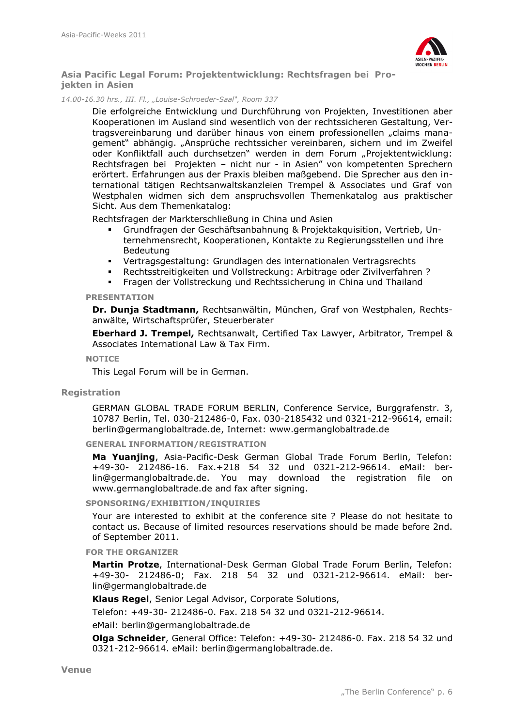## Asia Pacific Legal Forum: Projektentwicklung: Rechtsfragen bei Projekten in Asien

*14.00-16.30 hrs., III. Fl., „Louise-Schroeder-Saal", Room 337*

Die erfolgreiche Entwicklung und Durchführung von Projekten, Investitionen aber Kooperationen im Ausland sind wesentlich von der rechtssicheren Gestaltung, Vertragsvereinbarung und darüber hinaus von einem professionellen „claims management" abhängig. „Ansprüche rechtssicher vereinbaren, sichern und im Zweifel oder Konfliktfall auch durchsetzen" werden in dem Forum „Projektentwicklung: Rechtsfragen bei Projekten – nicht nur - in Asien" von kompetenten Sprechern erörtert. Erfahrungen aus der Praxis bleiben maßgebend. Die Sprecher aus den international tätigen Rechtsanwaltskanzleien Trempel & Associates und Graf von Westphalen widmen sich dem anspruchsvollen Themenkatalog aus praktischer Sicht. Aus dem Themenkatalog:

Rechtsfragen der Markterschließung in China und Asien

- Grundfragen der Geschäftsanbahnung & Projektakquisition, Vertrieb, Unternehmensrecht, Kooperationen, Kontakte zu Regierungsstellen und ihre Bedeutung
- Vertragsgestaltung: Grundlagen des internationalen Vertragsrechts
- Rechtsstreitigkeiten und Vollstreckung: Arbitrage oder Zivilverfahren ?
- Fragen der Vollstreckung und Rechtssicherung in China und Thailand

#### PRESENTATION

**Dr. Dunja Stadtmann,** Rechtsanwältin, München, Graf von Westphalen, Rechtsanwälte, Wirtschaftsprüfer, Steuerberater

**Eberhard J. Trempel,** Rechtsanwalt, Certified Tax Lawyer, Arbitrator, Trempel & Associates International Law & Tax Firm.

#### NOTICE

This Legal Forum will be in German.

### Registration

GERMAN GLOBAL TRADE FORUM BERLIN, Conference Service, Burggrafenstr. 3, 10787 Berlin, Tel. 030-212486-0, Fax. 030-2185432 und 0321-212-96614, email: berlin@germanglobaltrade.de, Internet: www.germanglobaltrade.de

#### GENERAL INFORMATION/REGISTRATION

**Ma Yuanjing**, Asia-Pacific-Desk German Global Trade Forum Berlin, Telefon: +49-30- 212486-16. Fax.+218 54 32 und 0321-212-96614. eMail: berlin@germanglobaltrade.de. You may download the registration file on www.germanglobaltrade.de and fax after signing.

#### SPONSORING/EXHIBITION/INQUIRIES

Your are interested to exhibit at the conference site ? Please do not hesitate to contact us. Because of limited resources reservations should be made before 2nd. of September 2011.

#### FOR THE ORGANIZER

**Martin Protze**, International-Desk German Global Trade Forum Berlin, Telefon: +49-30- 212486-0; Fax. 218 54 32 und 0321-212-96614. eMail: berlin@germanglobaltrade.de

**Klaus Regel**, Senior Legal Advisor, Corporate Solutions,

Telefon: +49-30- 212486-0. Fax. 218 54 32 und 0321-212-96614.

eMail: berlin@germanglobaltrade.de

**Olga Schneider**, General Office: Telefon: +49-30- 212486-0. Fax. 218 54 32 und 0321-212-96614. eMail: berlin@germanglobaltrade.de.

### Venue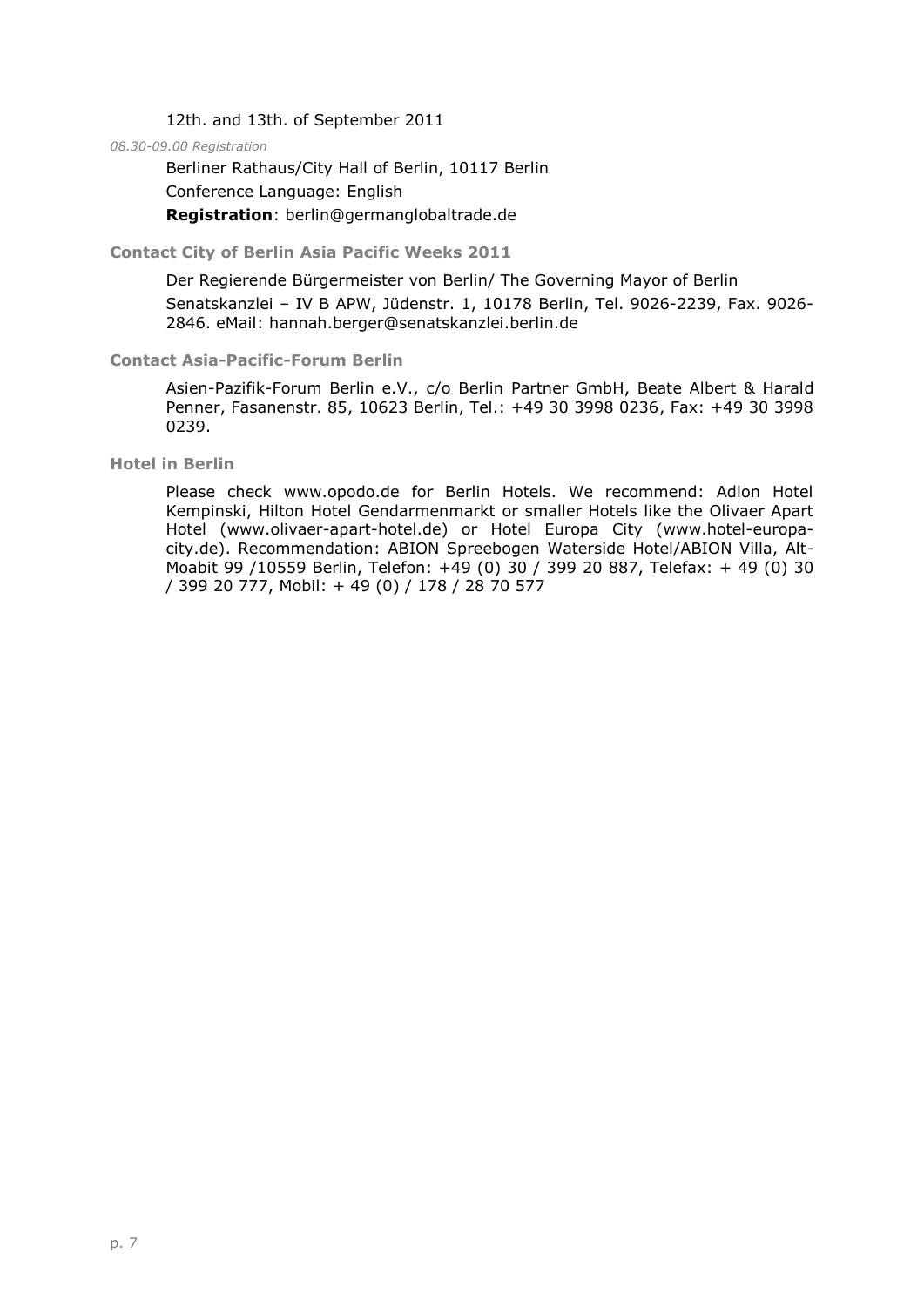12th. and 13th. of September 2011

*08.30-09.00 Registration*

Berliner Rathaus/City Hall of Berlin, 10117 Berlin

Conference Language: English

**Registration**: berlin@germanglobaltrade.de

### Contact City of Berlin Asia Pacific Weeks 2011

Der Regierende Bürgermeister von Berlin/ The Governing Mayor of Berlin

Senatskanzlei – IV B APW, Jüdenstr. 1, 10178 Berlin, Tel. 9026-2239, Fax. 9026-2846. eMail: hannah.berger@senatskanzlei.berlin.de

### Contact Asia-Pacific-Forum Berlin

Asien-Pazifik-Forum Berlin e.V., c/o Berlin Partner GmbH, Beate Albert & Harald Penner, Fasanenstr. 85, 10623 Berlin, Tel.: +49 30 3998 0236, Fax: +49 30 3998 0239.

### Hotel in Berlin

Please check www.opodo.de for Berlin Hotels. We recommend: Adlon Hotel Kempinski, Hilton Hotel Gendarmenmarkt or smaller Hotels like the Olivaer Apart Hotel (www.olivaer-apart-hotel.de) or Hotel Europa City (www.hotel-europa-city.de). Recommendation: ABION Spreebogen Waterside Hotel/ABION Villa, Alt-Moabit 99 /10559 Berlin, Telefon: +49 (0) 30 / 399 20 887, Telefax: + 49 (0) 30 / 399 20 777, Mobil: + 49 (0) / 178 / 28 70 577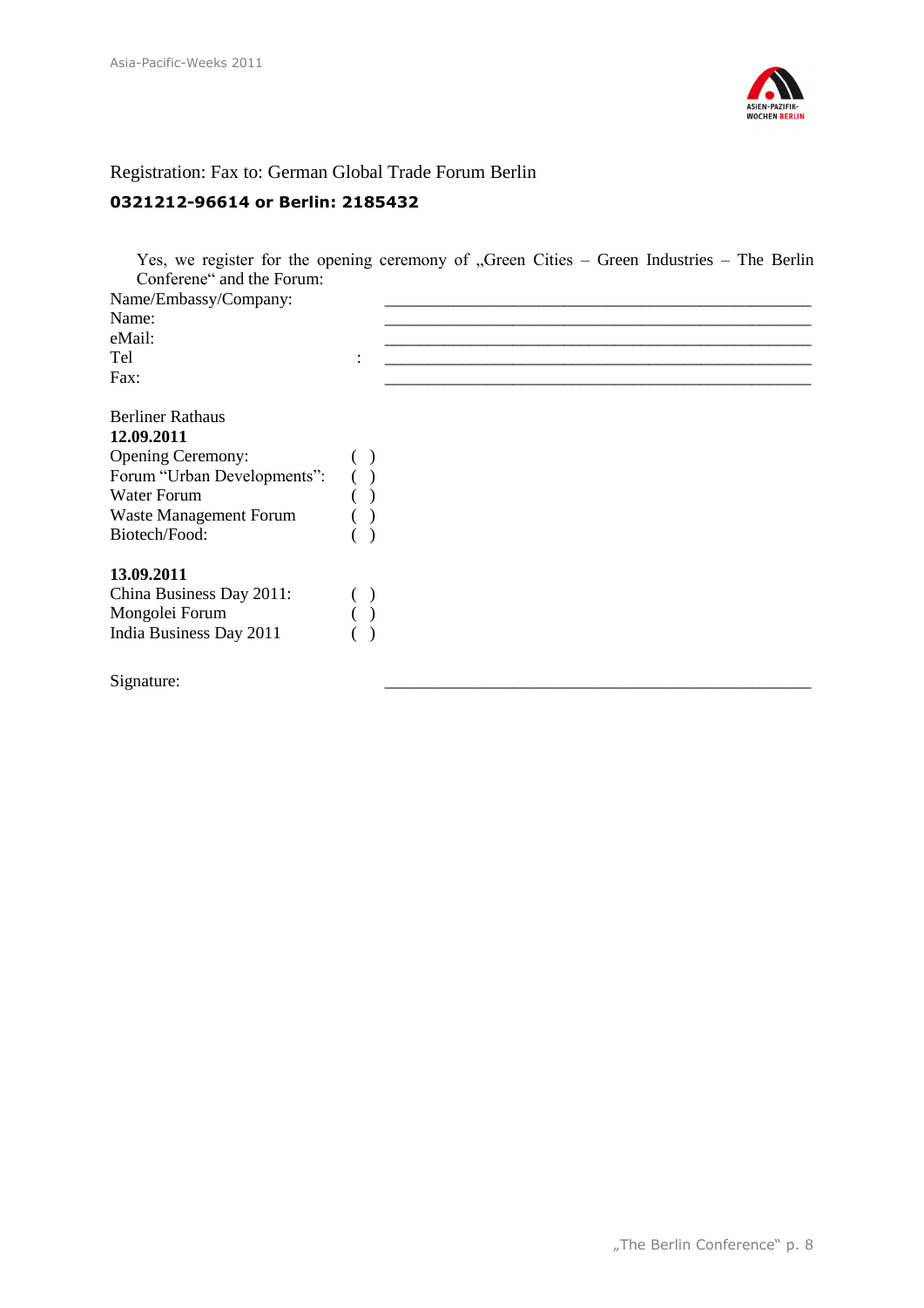Registration: Fax to: German Global Trade Forum Berlin

**0321212-96614 or Berlin: 2185432**

Yes, we register for the opening ceremony of „Green Cities – Green Industries – The Berlin Conference" and the Forum:

Name/Embassy/Company: ______________________________________________

Name: ______________________________________________

eMail: ______________________________________________

Tel : ______________________________________________

Fax: ______________________________________________

Berliner Rathaus

**12.09.2011**

Opening Ceremony: ( )

Forum "Urban Developments": ( )

Water Forum ( )

Waste Management Forum ( )

Biotech/Food: ( )

**13.09.2011**

China Business Day 2011: ( )

Mongolei Forum ( )

India Business Day 2011 ( )

Signature: ______________________________________________